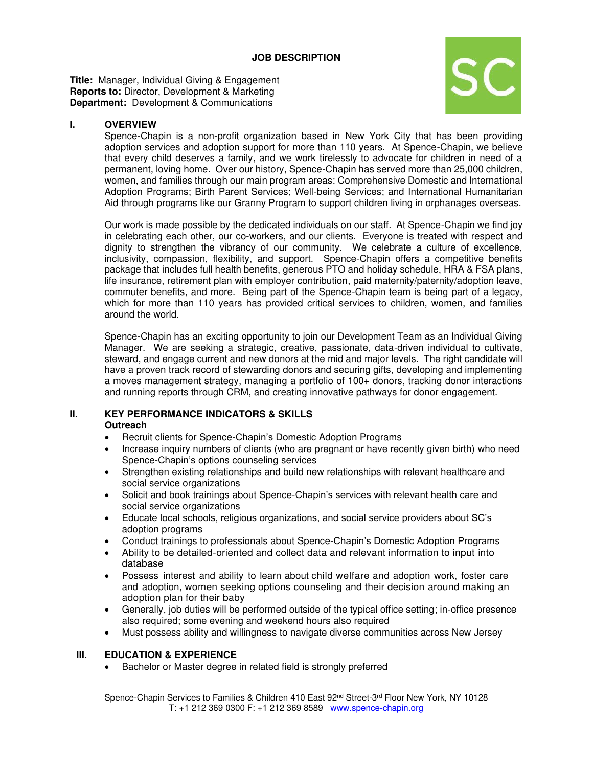**JOB DESCRIPTION**

**Title:** Manager, Individual Giving & Engagement
**Reports to:** Director, Development & Marketing
**Department:** Development & Communications

## I. OVERVIEW

Spence-Chapin is a non-profit organization based in New York City that has been providing adoption services and adoption support for more than 110 years. At Spence-Chapin, we believe that every child deserves a family, and we work tirelessly to advocate for children in need of a permanent, loving home. Over our history, Spence-Chapin has served more than 25,000 children, women, and families through our main program areas: Comprehensive Domestic and International Adoption Programs; Birth Parent Services; Well-being Services; and International Humanitarian Aid through programs like our Granny Program to support children living in orphanages overseas.

Our work is made possible by the dedicated individuals on our staff. At Spence-Chapin we find joy in celebrating each other, our co-workers, and our clients. Everyone is treated with respect and dignity to strengthen the vibrancy of our community. We celebrate a culture of excellence, inclusivity, compassion, flexibility, and support. Spence-Chapin offers a competitive benefits package that includes full health benefits, generous PTO and holiday schedule, HRA & FSA plans, life insurance, retirement plan with employer contribution, paid maternity/paternity/adoption leave, commuter benefits, and more. Being part of the Spence-Chapin team is being part of a legacy, which for more than 110 years has provided critical services to children, women, and families around the world.

Spence-Chapin has an exciting opportunity to join our Development Team as an Individual Giving Manager. We are seeking a strategic, creative, passionate, data-driven individual to cultivate, steward, and engage current and new donors at the mid and major levels. The right candidate will have a proven track record of stewarding donors and securing gifts, developing and implementing a moves management strategy, managing a portfolio of 100+ donors, tracking donor interactions and running reports through CRM, and creating innovative pathways for donor engagement.

## II. KEY PERFORMANCE INDICATORS & SKILLS

**Outreach**

- Recruit clients for Spence-Chapin's Domestic Adoption Programs
- Increase inquiry numbers of clients (who are pregnant or have recently given birth) who need Spence-Chapin's options counseling services
- Strengthen existing relationships and build new relationships with relevant healthcare and social service organizations
- Solicit and book trainings about Spence-Chapin's services with relevant health care and social service organizations
- Educate local schools, religious organizations, and social service providers about SC's adoption programs
- Conduct trainings to professionals about Spence-Chapin's Domestic Adoption Programs
- Ability to be detailed-oriented and collect data and relevant information to input into database
- Possess interest and ability to learn about child welfare and adoption work, foster care and adoption, women seeking options counseling and their decision around making an adoption plan for their baby
- Generally, job duties will be performed outside of the typical office setting; in-office presence also required; some evening and weekend hours also required
- Must possess ability and willingness to navigate diverse communities across New Jersey

## III. EDUCATION & EXPERIENCE

- Bachelor or Master degree in related field is strongly preferred

Spence-Chapin Services to Families & Children 410 East 92nd Street-3rd Floor New York, NY 10128
T: +1 212 369 0300 F: +1 212 369 8589 www.spence-chapin.org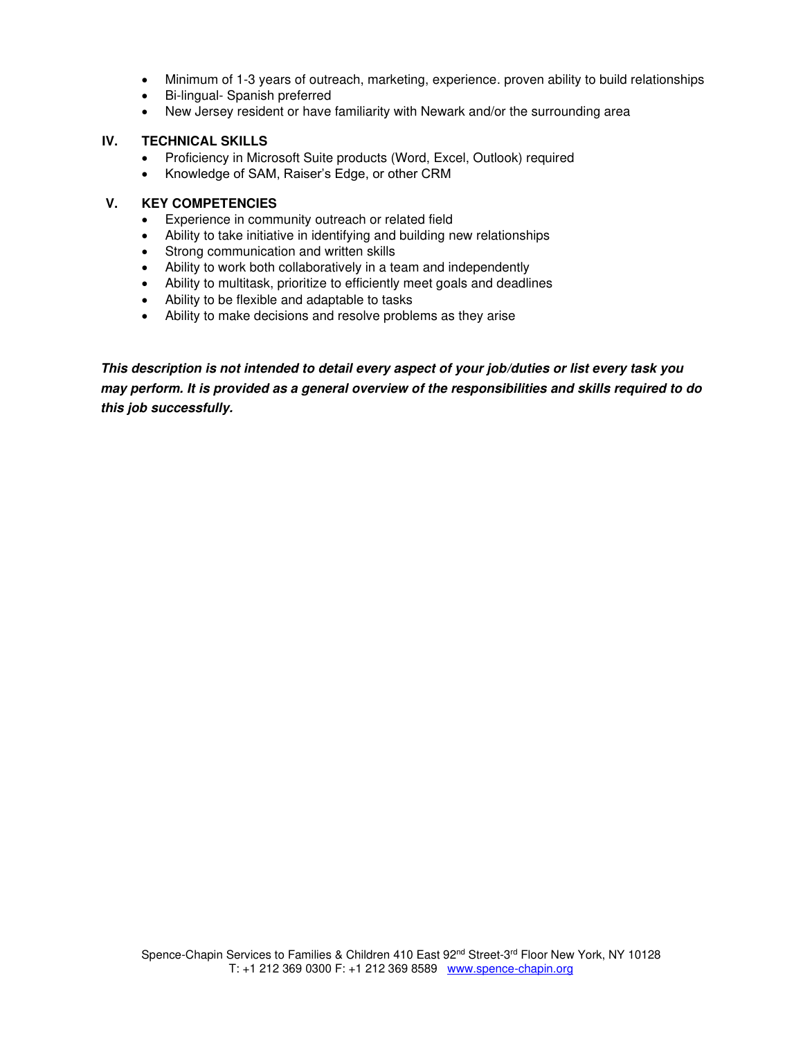- Minimum of 1-3 years of outreach, marketing, experience. proven ability to build relationships
- Bi-lingual- Spanish preferred
- New Jersey resident or have familiarity with Newark and/or the surrounding area

## IV. TECHNICAL SKILLS

- Proficiency in Microsoft Suite products (Word, Excel, Outlook) required
- Knowledge of SAM, Raiser's Edge, or other CRM

## V. KEY COMPETENCIES

- Experience in community outreach or related field
- Ability to take initiative in identifying and building new relationships
- Strong communication and written skills
- Ability to work both collaboratively in a team and independently
- Ability to multitask, prioritize to efficiently meet goals and deadlines
- Ability to be flexible and adaptable to tasks
- Ability to make decisions and resolve problems as they arise

***This description is not intended to detail every aspect of your job/duties or list every task you may perform. It is provided as a general overview of the responsibilities and skills required to do this job successfully.***